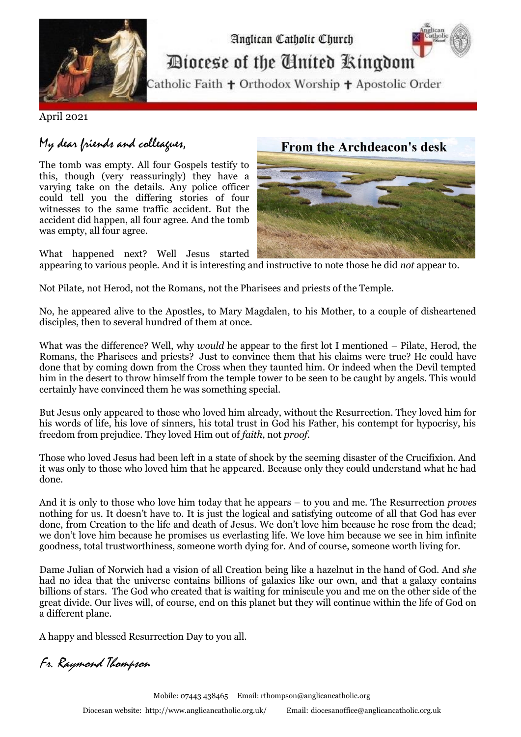Anglican Catholic Church

# Diocese of the United Kingdom

Catholic Faith ✝ Orthodox Worship ✝ Apostolic Order

April 2021

## From the Archdeacon's desk

*My dear friends and colleagues,*

The tomb was empty. All four Gospels testify to this, though (very reassuringly) they have a varying take on the details. Any police officer could tell you the differing stories of four witnesses to the same traffic accident. But the accident did happen, all four agree. And the tomb was empty, all four agree.

What happened next? Well Jesus started appearing to various people. And it is interesting and instructive to note those he did *not* appear to.

Not Pilate, not Herod, not the Romans, not the Pharisees and priests of the Temple.

No, he appeared alive to the Apostles, to Mary Magdalen, to his Mother, to a couple of disheartened disciples, then to several hundred of them at once.

What was the difference? Well, why *would* he appear to the first lot I mentioned – Pilate, Herod, the Romans, the Pharisees and priests? Just to convince them that his claims were true? He could have done that by coming down from the Cross when they taunted him. Or indeed when the Devil tempted him in the desert to throw himself from the temple tower to be seen to be caught by angels. This would certainly have convinced them he was something special.

But Jesus only appeared to those who loved him already, without the Resurrection. They loved him for his words of life, his love of sinners, his total trust in God his Father, his contempt for hypocrisy, his freedom from prejudice. They loved Him out of *faith*, not *proof*.

Those who loved Jesus had been left in a state of shock by the seeming disaster of the Crucifixion. And it was only to those who loved him that he appeared. Because only they could understand what he had done.

And it is only to those who love him today that he appears – to you and me. The Resurrection *proves* nothing for us. It doesn't have to. It is just the logical and satisfying outcome of all that God has ever done, from Creation to the life and death of Jesus. We don't love him because he rose from the dead; we don't love him because he promises us everlasting life. We love him because we see in him infinite goodness, total trustworthiness, someone worth dying for. And of course, someone worth living for.

Dame Julian of Norwich had a vision of all Creation being like a hazelnut in the hand of God. And *she* had no idea that the universe contains billions of galaxies like our own, and that a galaxy contains billions of stars. The God who created that is waiting for miniscule you and me on the other side of the great divide. Our lives will, of course, end on this planet but they will continue within the life of God on a different plane.

A happy and blessed Resurrection Day to you all.

*Fr. Raymond Thompson*

Mobile: 07443 438465 Email: rthompson@anglicancatholic.org

Diocesan website: http://www.anglicancatholic.org.uk/ Email: diocesanoffice@anglicancatholic.org.uk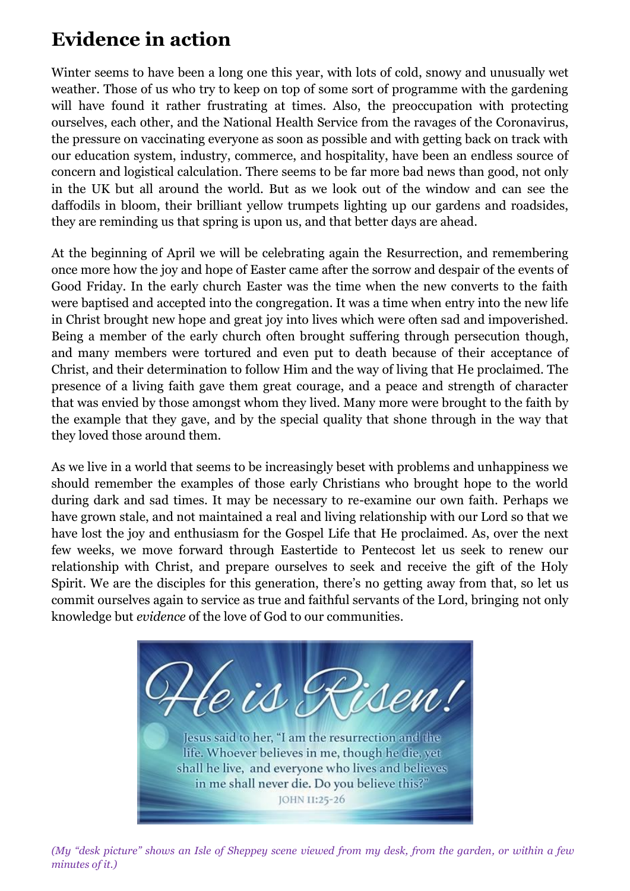# Evidence in action

Winter seems to have been a long one this year, with lots of cold, snowy and unusually wet weather. Those of us who try to keep on top of some sort of programme with the gardening will have found it rather frustrating at times. Also, the preoccupation with protecting ourselves, each other, and the National Health Service from the ravages of the Coronavirus, the pressure on vaccinating everyone as soon as possible and with getting back on track with our education system, industry, commerce, and hospitality, have been an endless source of concern and logistical calculation. There seems to be far more bad news than good, not only in the UK but all around the world. But as we look out of the window and can see the daffodils in bloom, their brilliant yellow trumpets lighting up our gardens and roadsides, they are reminding us that spring is upon us, and that better days are ahead.

At the beginning of April we will be celebrating again the Resurrection, and remembering once more how the joy and hope of Easter came after the sorrow and despair of the events of Good Friday. In the early church Easter was the time when the new converts to the faith were baptised and accepted into the congregation. It was a time when entry into the new life in Christ brought new hope and great joy into lives which were often sad and impoverished. Being a member of the early church often brought suffering through persecution though, and many members were tortured and even put to death because of their acceptance of Christ, and their determination to follow Him and the way of living that He proclaimed. The presence of a living faith gave them great courage, and a peace and strength of character that was envied by those amongst whom they lived. Many more were brought to the faith by the example that they gave, and by the special quality that shone through in the way that they loved those around them.

As we live in a world that seems to be increasingly beset with problems and unhappiness we should remember the examples of those early Christians who brought hope to the world during dark and sad times. It may be necessary to re-examine our own faith. Perhaps we have grown stale, and not maintained a real and living relationship with our Lord so that we have lost the joy and enthusiasm for the Gospel Life that He proclaimed. As, over the next few weeks, we move forward through Eastertide to Pentecost let us seek to renew our relationship with Christ, and prepare ourselves to seek and receive the gift of the Holy Spirit. We are the disciples for this generation, there's no getting away from that, so let us commit ourselves again to service as true and faithful servants of the Lord, bringing not only knowledge but *evidence* of the love of God to our communities.

*He is Risen!*

Jesus said to her, "I am the resurrection and the life. Whoever believes in me, though he die, yet shall he live, and everyone who lives and believes in me shall never die. Do you believe this?"
JOHN 11:25-26

*(My "desk picture" shows an Isle of Sheppey scene viewed from my desk, from the garden, or within a few minutes of it.)*